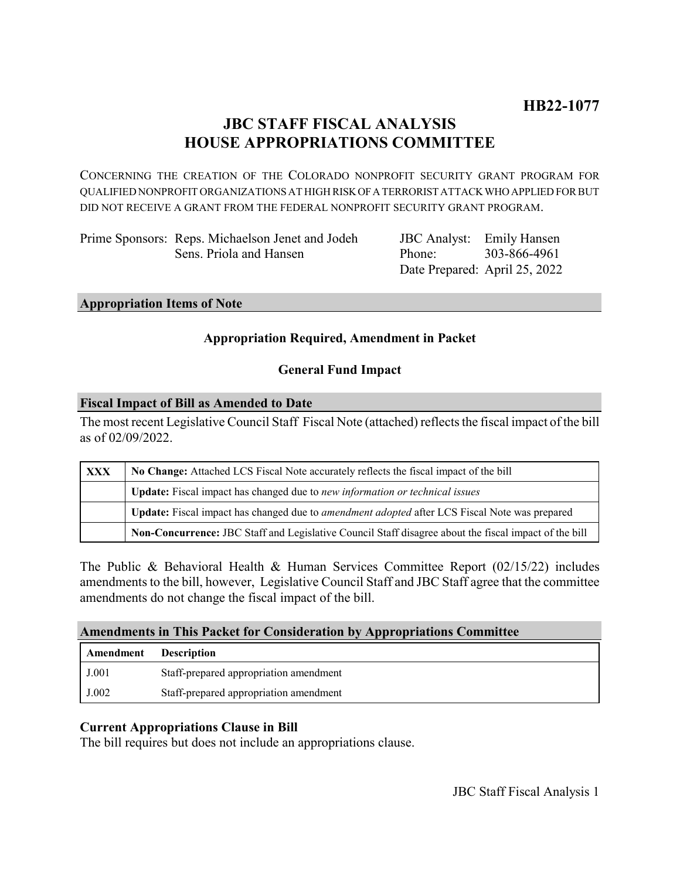**HB22-1077**

# JBC STAFF FISCAL ANALYSIS
# HOUSE APPROPRIATIONS COMMITTEE

CONCERNING THE CREATION OF THE COLORADO NONPROFIT SECURITY GRANT PROGRAM FOR QUALIFIED NONPROFIT ORGANIZATIONS AT HIGH RISK OF A TERRORIST ATTACK WHO APPLIED FOR BUT DID NOT RECEIVE A GRANT FROM THE FEDERAL NONPROFIT SECURITY GRANT PROGRAM.

Prime Sponsors: Reps. Michaelson Jenet and Jodeh
Sens. Priola and Hansen

JBC Analyst: Emily Hansen
Phone: 303-866-4961
Date Prepared: April 25, 2022

## Appropriation Items of Note

**Appropriation Required, Amendment in Packet**

**General Fund Impact**

## Fiscal Impact of Bill as Amended to Date

The most recent Legislative Council Staff Fiscal Note (attached) reflects the fiscal impact of the bill as of 02/09/2022.

| | |
|---|---|
| **XXX** | **No Change:** Attached LCS Fiscal Note accurately reflects the fiscal impact of the bill |
| | **Update:** Fiscal impact has changed due to *new information or technical issues* |
| | **Update:** Fiscal impact has changed due to *amendment adopted* after LCS Fiscal Note was prepared |
| | **Non-Concurrence:** JBC Staff and Legislative Council Staff disagree about the fiscal impact of the bill |

The Public & Behavioral Health & Human Services Committee Report (02/15/22) includes amendments to the bill, however, Legislative Council Staff and JBC Staff agree that the committee amendments do not change the fiscal impact of the bill.

## Amendments in This Packet for Consideration by Appropriations Committee

| Amendment | Description |
|---|---|
| J.001 | Staff-prepared appropriation amendment |
| J.002 | Staff-prepared appropriation amendment |

### Current Appropriations Clause in Bill

The bill requires but does not include an appropriations clause.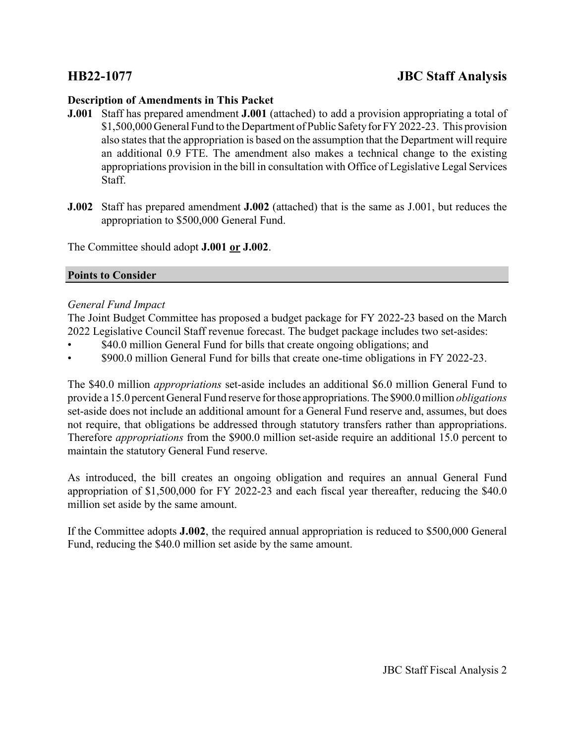# HB22-1077 JBC Staff Analysis

**Description of Amendments in This Packet**

**J.001** Staff has prepared amendment **J.001** (attached) to add a provision appropriating a total of \$1,500,000 General Fund to the Department of Public Safety for FY 2022-23. This provision also states that the appropriation is based on the assumption that the Department will require an additional 0.9 FTE. The amendment also makes a technical change to the existing appropriations provision in the bill in consultation with Office of Legislative Legal Services Staff.

**J.002** Staff has prepared amendment **J.002** (attached) that is the same as J.001, but reduces the appropriation to \$500,000 General Fund.

The Committee should adopt **J.001 <u>or</u> J.002**.

## Points to Consider

*General Fund Impact*

The Joint Budget Committee has proposed a budget package for FY 2022-23 based on the March 2022 Legislative Council Staff revenue forecast. The budget package includes two set-asides:

- \$40.0 million General Fund for bills that create ongoing obligations; and
- \$900.0 million General Fund for bills that create one-time obligations in FY 2022-23.

The \$40.0 million *appropriations* set-aside includes an additional \$6.0 million General Fund to provide a 15.0 percent General Fund reserve for those appropriations. The \$900.0 million *obligations* set-aside does not include an additional amount for a General Fund reserve and, assumes, but does not require, that obligations be addressed through statutory transfers rather than appropriations. Therefore *appropriations* from the \$900.0 million set-aside require an additional 15.0 percent to maintain the statutory General Fund reserve.

As introduced, the bill creates an ongoing obligation and requires an annual General Fund appropriation of \$1,500,000 for FY 2022-23 and each fiscal year thereafter, reducing the \$40.0 million set aside by the same amount.

If the Committee adopts **J.002**, the required annual appropriation is reduced to \$500,000 General Fund, reducing the \$40.0 million set aside by the same amount.